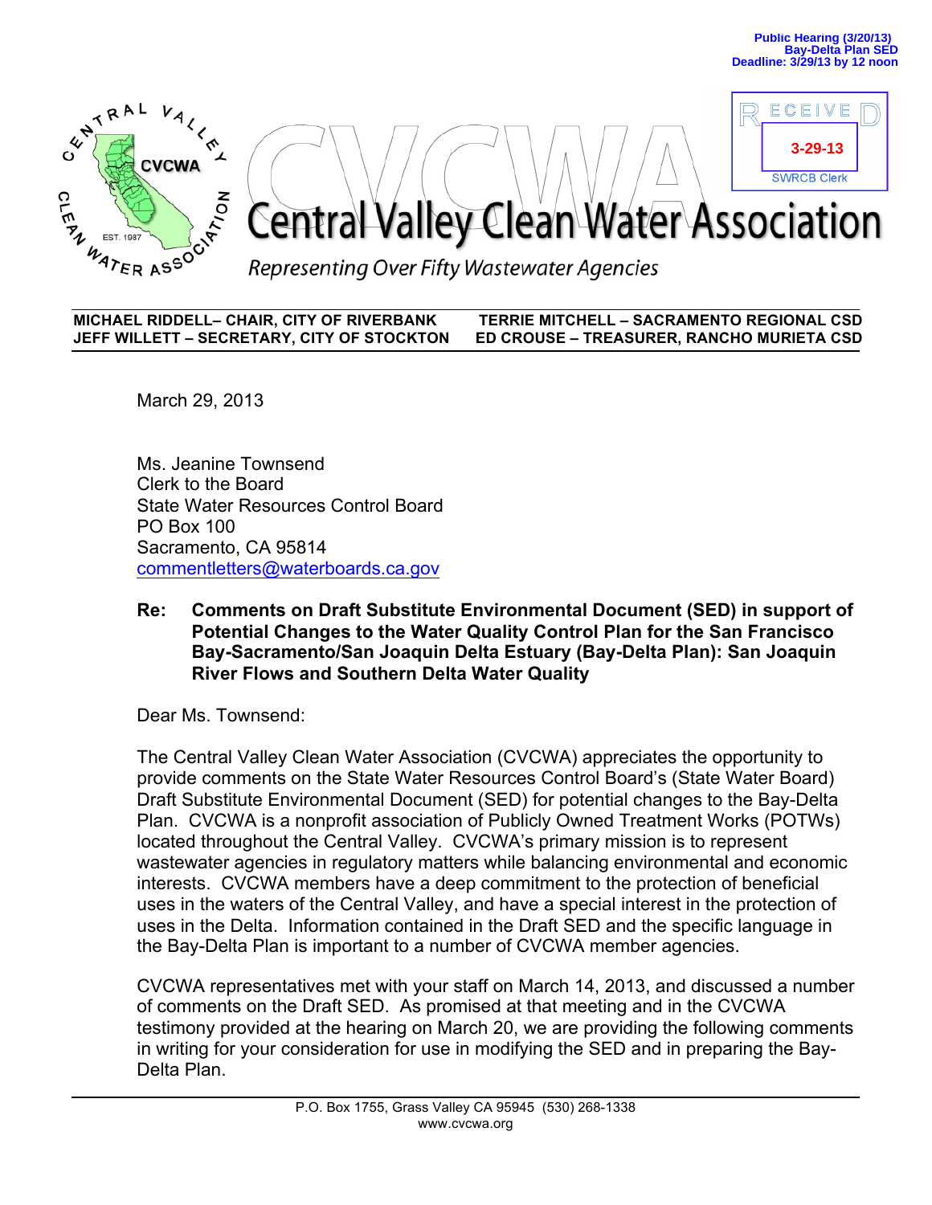Public Hearing (3/20/13)
Bay-Delta Plan SED
Deadline: 3/29/13 by 12 noon

RECEIVED
3-29-13
SWRCB Clerk

# Central Valley Clean Water Association

*Representing Over Fifty Wastewater Agencies*

**MICHAEL RIDDELL– CHAIR, CITY OF RIVERBANK**
**TERRIE MITCHELL – SACRAMENTO REGIONAL CSD**
**JEFF WILLETT – SECRETARY, CITY OF STOCKTON**
**ED CROUSE – TREASURER, RANCHO MURIETA CSD**

March 29, 2013

Ms. Jeanine Townsend
Clerk to the Board
State Water Resources Control Board
PO Box 100
Sacramento, CA 95814
commentletters@waterboards.ca.gov

**Re: Comments on Draft Substitute Environmental Document (SED) in support of Potential Changes to the Water Quality Control Plan for the San Francisco Bay-Sacramento/San Joaquin Delta Estuary (Bay-Delta Plan): San Joaquin River Flows and Southern Delta Water Quality**

Dear Ms. Townsend:

The Central Valley Clean Water Association (CVCWA) appreciates the opportunity to provide comments on the State Water Resources Control Board's (State Water Board) Draft Substitute Environmental Document (SED) for potential changes to the Bay-Delta Plan. CVCWA is a nonprofit association of Publicly Owned Treatment Works (POTWs) located throughout the Central Valley. CVCWA's primary mission is to represent wastewater agencies in regulatory matters while balancing environmental and economic interests. CVCWA members have a deep commitment to the protection of beneficial uses in the waters of the Central Valley, and have a special interest in the protection of uses in the Delta. Information contained in the Draft SED and the specific language in the Bay-Delta Plan is important to a number of CVCWA member agencies.

CVCWA representatives met with your staff on March 14, 2013, and discussed a number of comments on the Draft SED. As promised at that meeting and in the CVCWA testimony provided at the hearing on March 20, we are providing the following comments in writing for your consideration for use in modifying the SED and in preparing the Bay-Delta Plan.

P.O. Box 1755, Grass Valley CA 95945 (530) 268-1338
www.cvcwa.org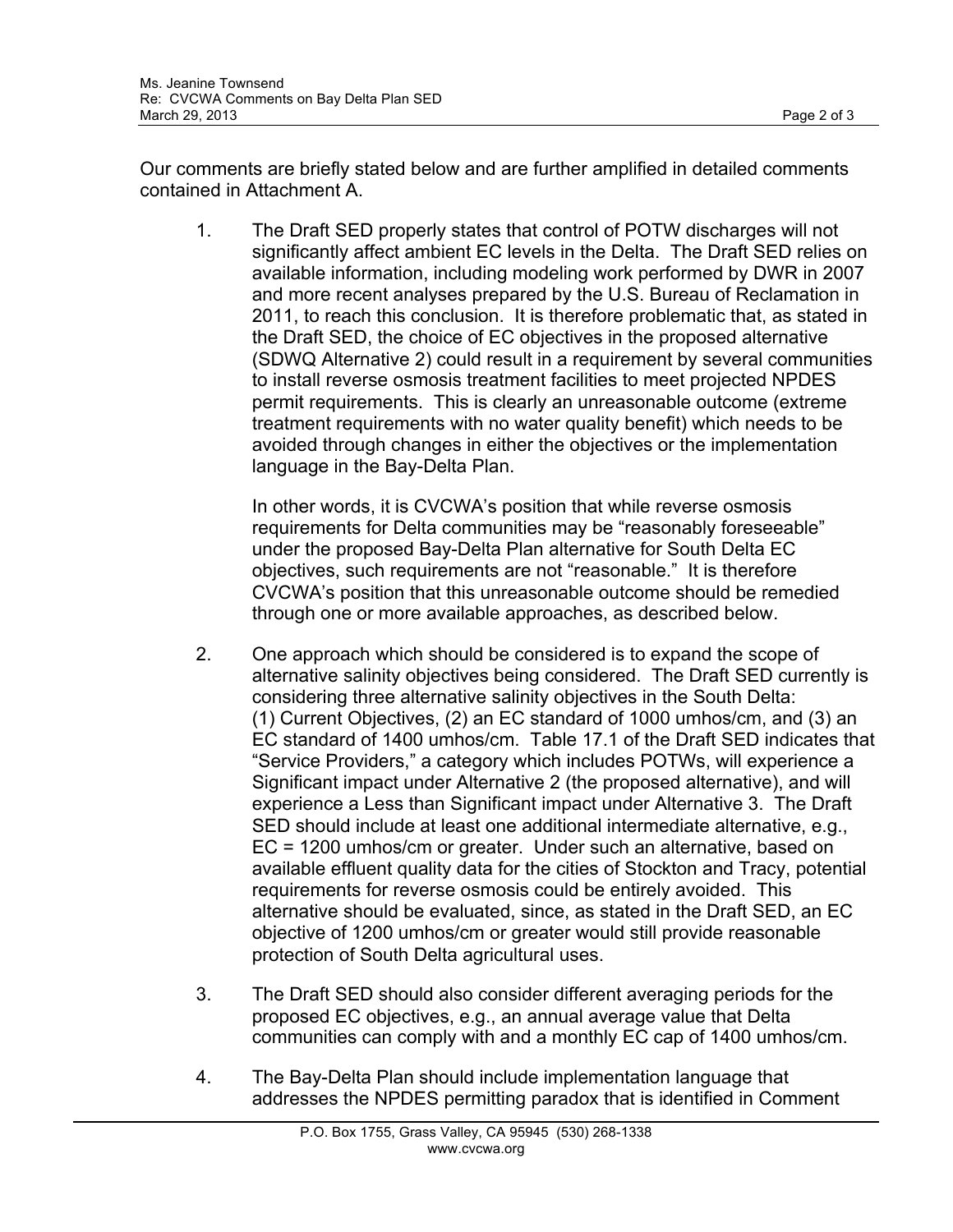Our comments are briefly stated below and are further amplified in detailed comments contained in Attachment A.

1. The Draft SED properly states that control of POTW discharges will not significantly affect ambient EC levels in the Delta. The Draft SED relies on available information, including modeling work performed by DWR in 2007 and more recent analyses prepared by the U.S. Bureau of Reclamation in 2011, to reach this conclusion. It is therefore problematic that, as stated in the Draft SED, the choice of EC objectives in the proposed alternative (SDWQ Alternative 2) could result in a requirement by several communities to install reverse osmosis treatment facilities to meet projected NPDES permit requirements. This is clearly an unreasonable outcome (extreme treatment requirements with no water quality benefit) which needs to be avoided through changes in either the objectives or the implementation language in the Bay-Delta Plan.

   In other words, it is CVCWA's position that while reverse osmosis requirements for Delta communities may be "reasonably foreseeable" under the proposed Bay-Delta Plan alternative for South Delta EC objectives, such requirements are not "reasonable." It is therefore CVCWA's position that this unreasonable outcome should be remedied through one or more available approaches, as described below.

2. One approach which should be considered is to expand the scope of alternative salinity objectives being considered. The Draft SED currently is considering three alternative salinity objectives in the South Delta: (1) Current Objectives, (2) an EC standard of 1000 umhos/cm, and (3) an EC standard of 1400 umhos/cm. Table 17.1 of the Draft SED indicates that "Service Providers," a category which includes POTWs, will experience a Significant impact under Alternative 2 (the proposed alternative), and will experience a Less than Significant impact under Alternative 3. The Draft SED should include at least one additional intermediate alternative, e.g., EC = 1200 umhos/cm or greater. Under such an alternative, based on available effluent quality data for the cities of Stockton and Tracy, potential requirements for reverse osmosis could be entirely avoided. This alternative should be evaluated, since, as stated in the Draft SED, an EC objective of 1200 umhos/cm or greater would still provide reasonable protection of South Delta agricultural uses.

3. The Draft SED should also consider different averaging periods for the proposed EC objectives, e.g., an annual average value that Delta communities can comply with and a monthly EC cap of 1400 umhos/cm.

4. The Bay-Delta Plan should include implementation language that addresses the NPDES permitting paradox that is identified in Comment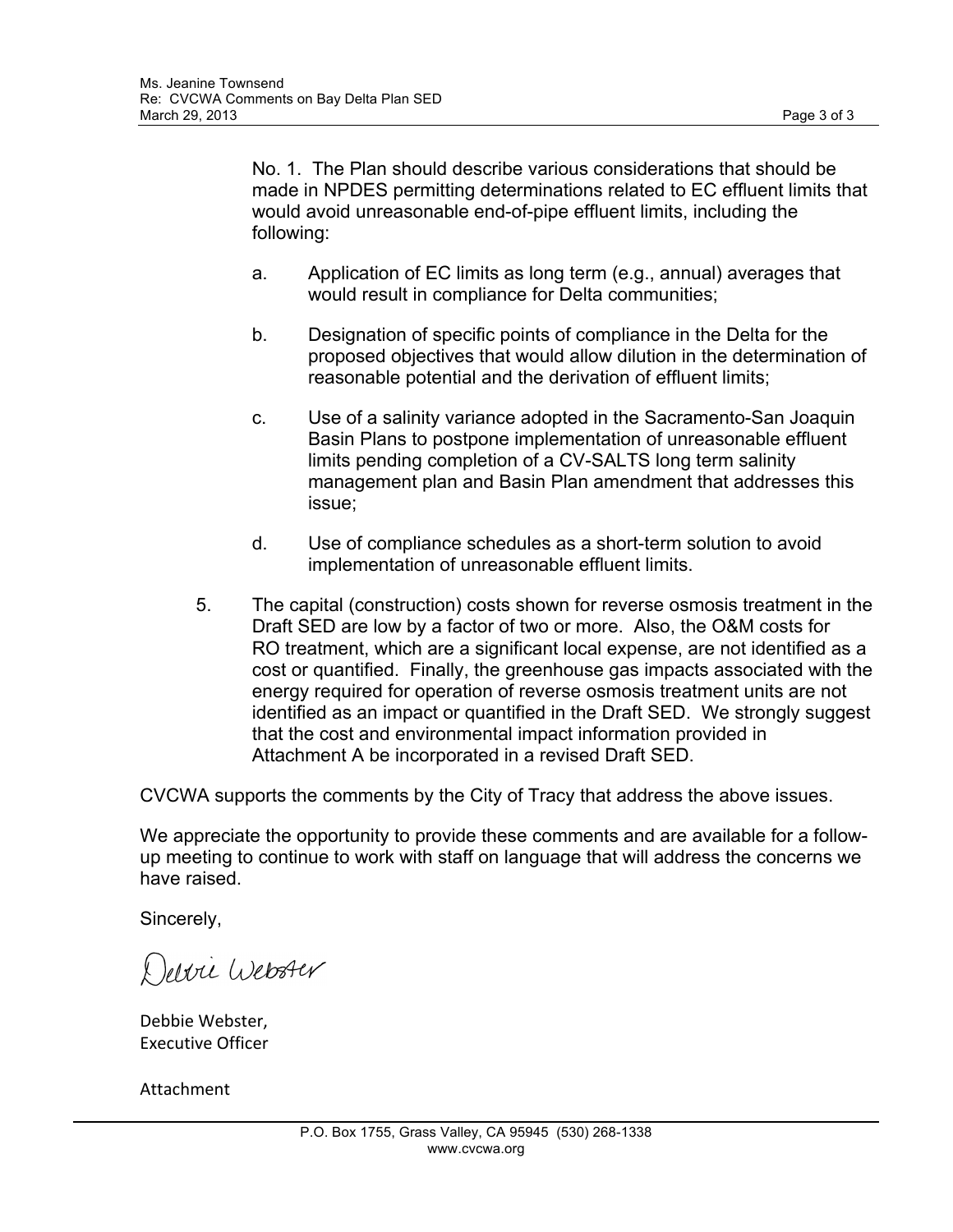No. 1. The Plan should describe various considerations that should be made in NPDES permitting determinations related to EC effluent limits that would avoid unreasonable end-of-pipe effluent limits, including the following:

a. Application of EC limits as long term (e.g., annual) averages that would result in compliance for Delta communities;

b. Designation of specific points of compliance in the Delta for the proposed objectives that would allow dilution in the determination of reasonable potential and the derivation of effluent limits;

c. Use of a salinity variance adopted in the Sacramento-San Joaquin Basin Plans to postpone implementation of unreasonable effluent limits pending completion of a CV-SALTS long term salinity management plan and Basin Plan amendment that addresses this issue;

d. Use of compliance schedules as a short-term solution to avoid implementation of unreasonable effluent limits.

5. The capital (construction) costs shown for reverse osmosis treatment in the Draft SED are low by a factor of two or more. Also, the O&M costs for RO treatment, which are a significant local expense, are not identified as a cost or quantified. Finally, the greenhouse gas impacts associated with the energy required for operation of reverse osmosis treatment units are not identified as an impact or quantified in the Draft SED. We strongly suggest that the cost and environmental impact information provided in Attachment A be incorporated in a revised Draft SED.

CVCWA supports the comments by the City of Tracy that address the above issues.

We appreciate the opportunity to provide these comments and are available for a follow-up meeting to continue to work with staff on language that will address the concerns we have raised.

Sincerely,

Debbie Webster

Debbie Webster,
Executive Officer

Attachment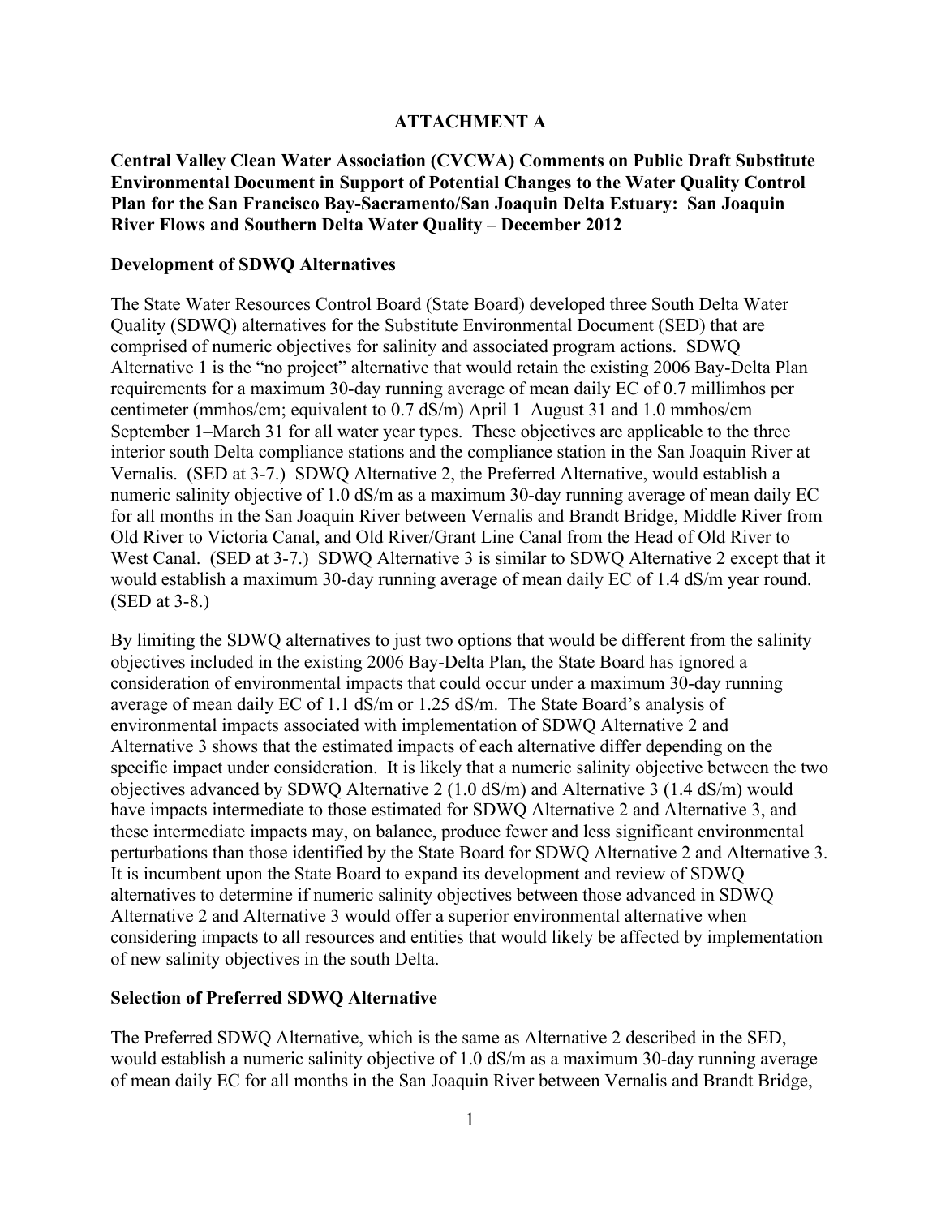**ATTACHMENT A**

**Central Valley Clean Water Association (CVCWA) Comments on Public Draft Substitute Environmental Document in Support of Potential Changes to the Water Quality Control Plan for the San Francisco Bay-Sacramento/San Joaquin Delta Estuary: San Joaquin River Flows and Southern Delta Water Quality – December 2012**

**Development of SDWQ Alternatives**

The State Water Resources Control Board (State Board) developed three South Delta Water Quality (SDWQ) alternatives for the Substitute Environmental Document (SED) that are comprised of numeric objectives for salinity and associated program actions. SDWQ Alternative 1 is the "no project" alternative that would retain the existing 2006 Bay-Delta Plan requirements for a maximum 30-day running average of mean daily EC of 0.7 millimhos per centimeter (mmhos/cm; equivalent to 0.7 dS/m) April 1–August 31 and 1.0 mmhos/cm September 1–March 31 for all water year types. These objectives are applicable to the three interior south Delta compliance stations and the compliance station in the San Joaquin River at Vernalis. (SED at 3-7.) SDWQ Alternative 2, the Preferred Alternative, would establish a numeric salinity objective of 1.0 dS/m as a maximum 30-day running average of mean daily EC for all months in the San Joaquin River between Vernalis and Brandt Bridge, Middle River from Old River to Victoria Canal, and Old River/Grant Line Canal from the Head of Old River to West Canal. (SED at 3-7.) SDWQ Alternative 3 is similar to SDWQ Alternative 2 except that it would establish a maximum 30-day running average of mean daily EC of 1.4 dS/m year round. (SED at 3-8.)

By limiting the SDWQ alternatives to just two options that would be different from the salinity objectives included in the existing 2006 Bay-Delta Plan, the State Board has ignored a consideration of environmental impacts that could occur under a maximum 30-day running average of mean daily EC of 1.1 dS/m or 1.25 dS/m. The State Board's analysis of environmental impacts associated with implementation of SDWQ Alternative 2 and Alternative 3 shows that the estimated impacts of each alternative differ depending on the specific impact under consideration. It is likely that a numeric salinity objective between the two objectives advanced by SDWQ Alternative 2 (1.0 dS/m) and Alternative 3 (1.4 dS/m) would have impacts intermediate to those estimated for SDWQ Alternative 2 and Alternative 3, and these intermediate impacts may, on balance, produce fewer and less significant environmental perturbations than those identified by the State Board for SDWQ Alternative 2 and Alternative 3. It is incumbent upon the State Board to expand its development and review of SDWQ alternatives to determine if numeric salinity objectives between those advanced in SDWQ Alternative 2 and Alternative 3 would offer a superior environmental alternative when considering impacts to all resources and entities that would likely be affected by implementation of new salinity objectives in the south Delta.

**Selection of Preferred SDWQ Alternative**

The Preferred SDWQ Alternative, which is the same as Alternative 2 described in the SED, would establish a numeric salinity objective of 1.0 dS/m as a maximum 30-day running average of mean daily EC for all months in the San Joaquin River between Vernalis and Brandt Bridge,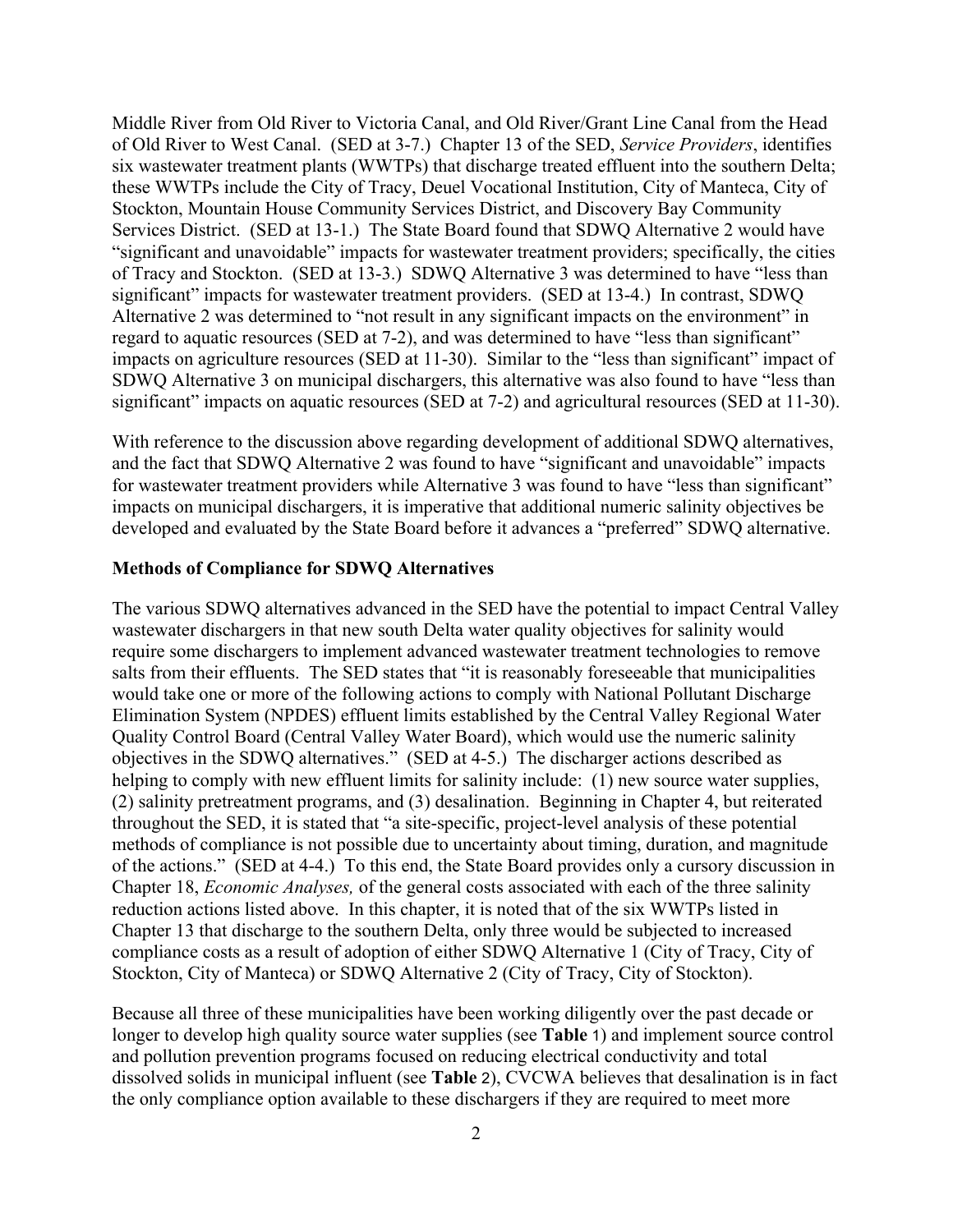Middle River from Old River to Victoria Canal, and Old River/Grant Line Canal from the Head of Old River to West Canal. (SED at 3-7.) Chapter 13 of the SED, *Service Providers*, identifies six wastewater treatment plants (WWTPs) that discharge treated effluent into the southern Delta; these WWTPs include the City of Tracy, Deuel Vocational Institution, City of Manteca, City of Stockton, Mountain House Community Services District, and Discovery Bay Community Services District. (SED at 13-1.) The State Board found that SDWQ Alternative 2 would have "significant and unavoidable" impacts for wastewater treatment providers; specifically, the cities of Tracy and Stockton. (SED at 13-3.) SDWQ Alternative 3 was determined to have "less than significant" impacts for wastewater treatment providers. (SED at 13-4.) In contrast, SDWQ Alternative 2 was determined to "not result in any significant impacts on the environment" in regard to aquatic resources (SED at 7-2), and was determined to have "less than significant" impacts on agriculture resources (SED at 11-30). Similar to the "less than significant" impact of SDWQ Alternative 3 on municipal dischargers, this alternative was also found to have "less than significant" impacts on aquatic resources (SED at 7-2) and agricultural resources (SED at 11-30).

With reference to the discussion above regarding development of additional SDWQ alternatives, and the fact that SDWQ Alternative 2 was found to have "significant and unavoidable" impacts for wastewater treatment providers while Alternative 3 was found to have "less than significant" impacts on municipal dischargers, it is imperative that additional numeric salinity objectives be developed and evaluated by the State Board before it advances a "preferred" SDWQ alternative.

**Methods of Compliance for SDWQ Alternatives**

The various SDWQ alternatives advanced in the SED have the potential to impact Central Valley wastewater dischargers in that new south Delta water quality objectives for salinity would require some dischargers to implement advanced wastewater treatment technologies to remove salts from their effluents. The SED states that "it is reasonably foreseeable that municipalities would take one or more of the following actions to comply with National Pollutant Discharge Elimination System (NPDES) effluent limits established by the Central Valley Regional Water Quality Control Board (Central Valley Water Board), which would use the numeric salinity objectives in the SDWQ alternatives." (SED at 4-5.) The discharger actions described as helping to comply with new effluent limits for salinity include: (1) new source water supplies, (2) salinity pretreatment programs, and (3) desalination. Beginning in Chapter 4, but reiterated throughout the SED, it is stated that "a site-specific, project-level analysis of these potential methods of compliance is not possible due to uncertainty about timing, duration, and magnitude of the actions." (SED at 4-4.) To this end, the State Board provides only a cursory discussion in Chapter 18, *Economic Analyses,* of the general costs associated with each of the three salinity reduction actions listed above. In this chapter, it is noted that of the six WWTPs listed in Chapter 13 that discharge to the southern Delta, only three would be subjected to increased compliance costs as a result of adoption of either SDWQ Alternative 1 (City of Tracy, City of Stockton, City of Manteca) or SDWQ Alternative 2 (City of Tracy, City of Stockton).

Because all three of these municipalities have been working diligently over the past decade or longer to develop high quality source water supplies (see **Table** 1) and implement source control and pollution prevention programs focused on reducing electrical conductivity and total dissolved solids in municipal influent (see **Table** 2), CVCWA believes that desalination is in fact the only compliance option available to these dischargers if they are required to meet more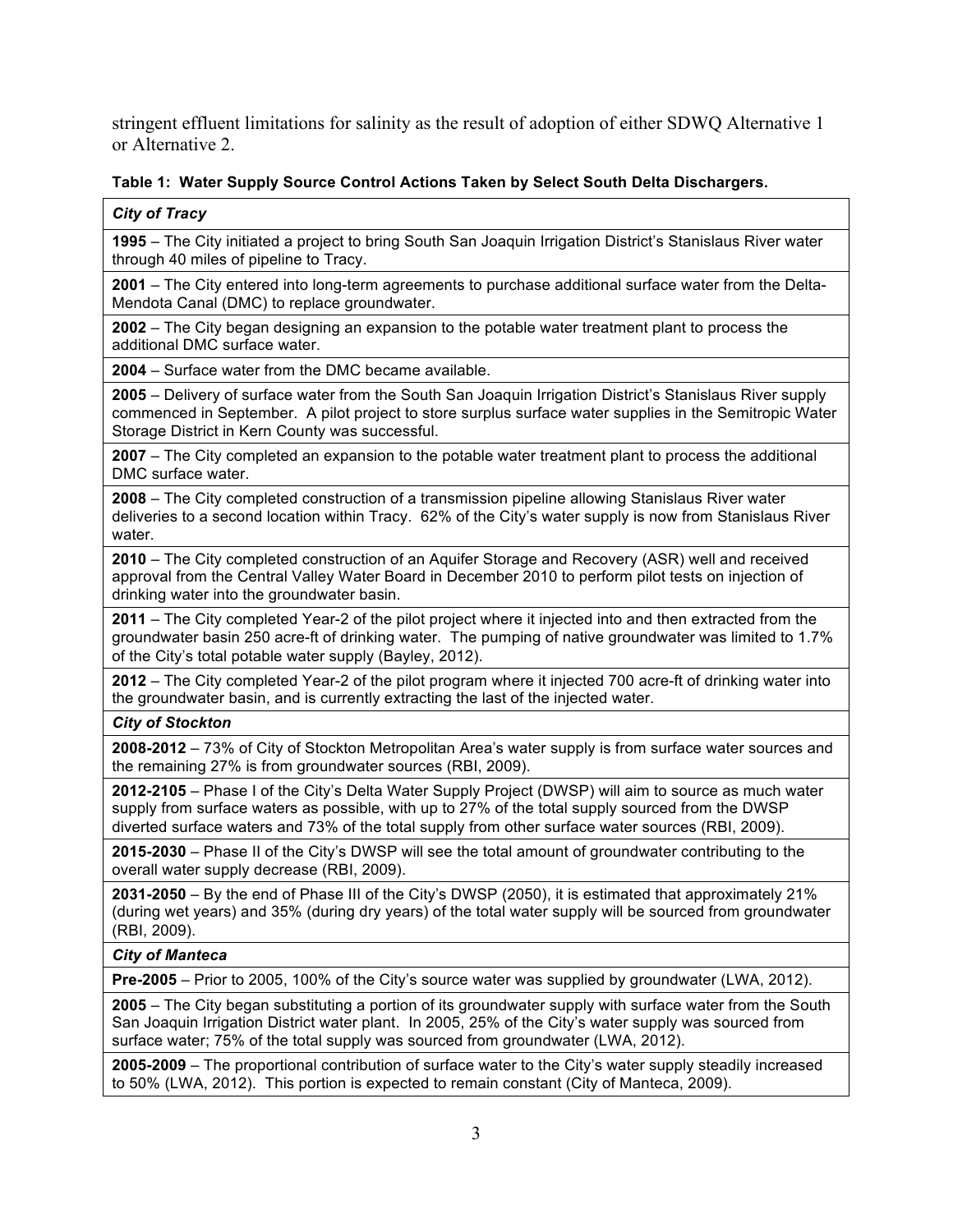stringent effluent limitations for salinity as the result of adoption of either SDWQ Alternative 1 or Alternative 2.

**Table 1: Water Supply Source Control Actions Taken by Select South Delta Dischargers.**

| ***City of Tracy*** |
|---|
| **1995** – The City initiated a project to bring South San Joaquin Irrigation District's Stanislaus River water through 40 miles of pipeline to Tracy. |
| **2001** – The City entered into long-term agreements to purchase additional surface water from the Delta-Mendota Canal (DMC) to replace groundwater. |
| **2002** – The City began designing an expansion to the potable water treatment plant to process the additional DMC surface water. |
| **2004** – Surface water from the DMC became available. |
| **2005** – Delivery of surface water from the South San Joaquin Irrigation District's Stanislaus River supply commenced in September. A pilot project to store surplus surface water supplies in the Semitropic Water Storage District in Kern County was successful. |
| **2007** – The City completed an expansion to the potable water treatment plant to process the additional DMC surface water. |
| **2008** – The City completed construction of a transmission pipeline allowing Stanislaus River water deliveries to a second location within Tracy. 62% of the City's water supply is now from Stanislaus River water. |
| **2010** – The City completed construction of an Aquifer Storage and Recovery (ASR) well and received approval from the Central Valley Water Board in December 2010 to perform pilot tests on injection of drinking water into the groundwater basin. |
| **2011** – The City completed Year-2 of the pilot project where it injected into and then extracted from the groundwater basin 250 acre-ft of drinking water. The pumping of native groundwater was limited to 1.7% of the City's total potable water supply (Bayley, 2012). |
| **2012** – The City completed Year-2 of the pilot program where it injected 700 acre-ft of drinking water into the groundwater basin, and is currently extracting the last of the injected water. |
| ***City of Stockton*** |
| **2008-2012** – 73% of City of Stockton Metropolitan Area's water supply is from surface water sources and the remaining 27% is from groundwater sources (RBI, 2009). |
| **2012-2105** – Phase I of the City's Delta Water Supply Project (DWSP) will aim to source as much water supply from surface waters as possible, with up to 27% of the total supply sourced from the DWSP diverted surface waters and 73% of the total supply from other surface water sources (RBI, 2009). |
| **2015-2030** – Phase II of the City's DWSP will see the total amount of groundwater contributing to the overall water supply decrease (RBI, 2009). |
| **2031-2050** – By the end of Phase III of the City's DWSP (2050), it is estimated that approximately 21% (during wet years) and 35% (during dry years) of the total water supply will be sourced from groundwater (RBI, 2009). |
| ***City of Manteca*** |
| **Pre-2005** – Prior to 2005, 100% of the City's source water was supplied by groundwater (LWA, 2012). |
| **2005** – The City began substituting a portion of its groundwater supply with surface water from the South San Joaquin Irrigation District water plant. In 2005, 25% of the City's water supply was sourced from surface water; 75% of the total supply was sourced from groundwater (LWA, 2012). |
| **2005-2009** – The proportional contribution of surface water to the City's water supply steadily increased to 50% (LWA, 2012). This portion is expected to remain constant (City of Manteca, 2009). |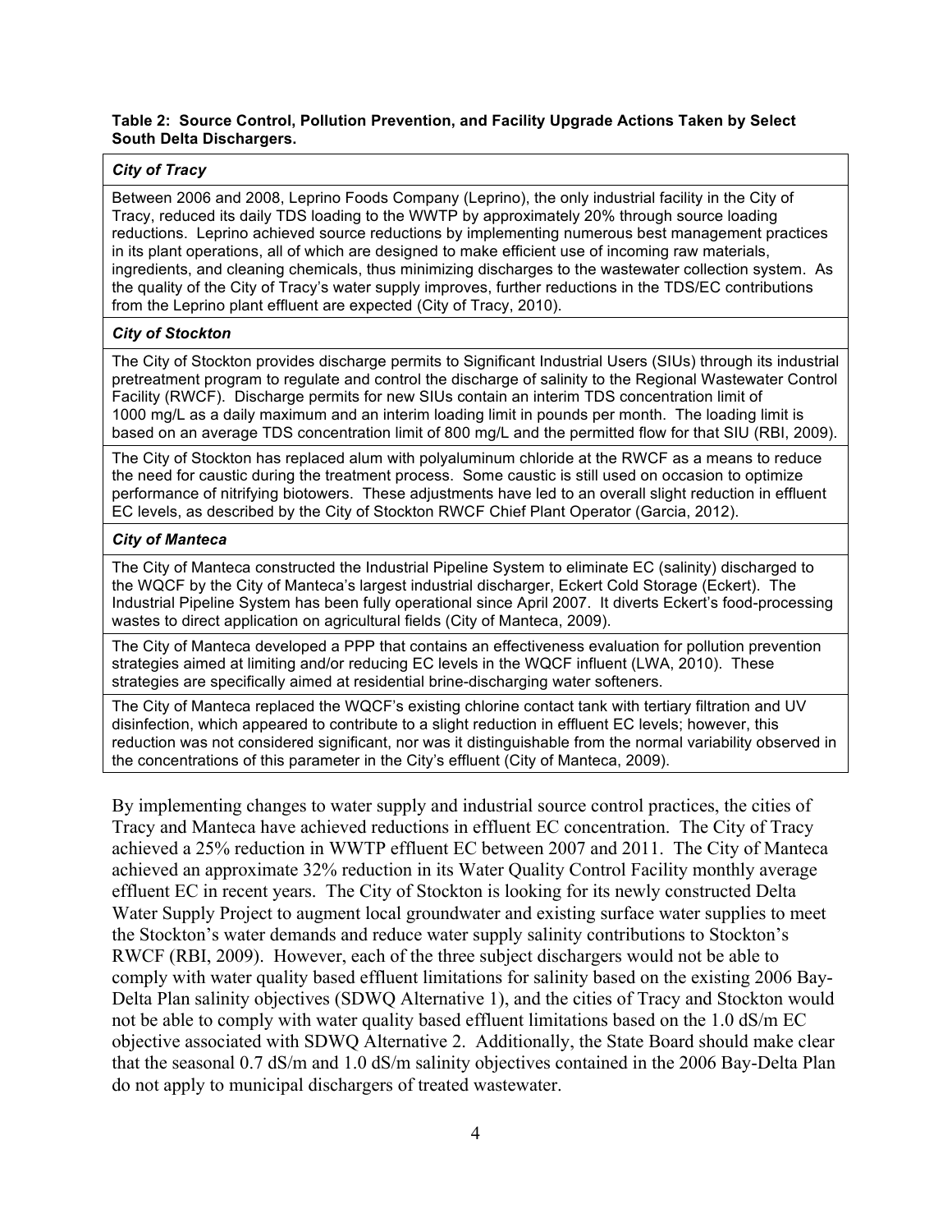**Table 2: Source Control, Pollution Prevention, and Facility Upgrade Actions Taken by Select South Delta Dischargers.**

| *City of Tracy* |
|---|
| Between 2006 and 2008, Leprino Foods Company (Leprino), the only industrial facility in the City of Tracy, reduced its daily TDS loading to the WWTP by approximately 20% through source loading reductions. Leprino achieved source reductions by implementing numerous best management practices in its plant operations, all of which are designed to make efficient use of incoming raw materials, ingredients, and cleaning chemicals, thus minimizing discharges to the wastewater collection system. As the quality of the City of Tracy's water supply improves, further reductions in the TDS/EC contributions from the Leprino plant effluent are expected (City of Tracy, 2010). |
| ***City of Stockton*** |
| The City of Stockton provides discharge permits to Significant Industrial Users (SIUs) through its industrial pretreatment program to regulate and control the discharge of salinity to the Regional Wastewater Control Facility (RWCF). Discharge permits for new SIUs contain an interim TDS concentration limit of 1000 mg/L as a daily maximum and an interim loading limit in pounds per month. The loading limit is based on an average TDS concentration limit of 800 mg/L and the permitted flow for that SIU (RBI, 2009). |
| The City of Stockton has replaced alum with polyaluminum chloride at the RWCF as a means to reduce the need for caustic during the treatment process. Some caustic is still used on occasion to optimize performance of nitrifying biotowers. These adjustments have led to an overall slight reduction in effluent EC levels, as described by the City of Stockton RWCF Chief Plant Operator (Garcia, 2012). |
| ***City of Manteca*** |
| The City of Manteca constructed the Industrial Pipeline System to eliminate EC (salinity) discharged to the WQCF by the City of Manteca's largest industrial discharger, Eckert Cold Storage (Eckert). The Industrial Pipeline System has been fully operational since April 2007. It diverts Eckert's food-processing wastes to direct application on agricultural fields (City of Manteca, 2009). |
| The City of Manteca developed a PPP that contains an effectiveness evaluation for pollution prevention strategies aimed at limiting and/or reducing EC levels in the WQCF influent (LWA, 2010). These strategies are specifically aimed at residential brine-discharging water softeners. |
| The City of Manteca replaced the WQCF's existing chlorine contact tank with tertiary filtration and UV disinfection, which appeared to contribute to a slight reduction in effluent EC levels; however, this reduction was not considered significant, nor was it distinguishable from the normal variability observed in the concentrations of this parameter in the City's effluent (City of Manteca, 2009). |

By implementing changes to water supply and industrial source control practices, the cities of Tracy and Manteca have achieved reductions in effluent EC concentration. The City of Tracy achieved a 25% reduction in WWTP effluent EC between 2007 and 2011. The City of Manteca achieved an approximate 32% reduction in its Water Quality Control Facility monthly average effluent EC in recent years. The City of Stockton is looking for its newly constructed Delta Water Supply Project to augment local groundwater and existing surface water supplies to meet the Stockton's water demands and reduce water supply salinity contributions to Stockton's RWCF (RBI, 2009). However, each of the three subject dischargers would not be able to comply with water quality based effluent limitations for salinity based on the existing 2006 Bay-Delta Plan salinity objectives (SDWQ Alternative 1), and the cities of Tracy and Stockton would not be able to comply with water quality based effluent limitations based on the 1.0 dS/m EC objective associated with SDWQ Alternative 2. Additionally, the State Board should make clear that the seasonal 0.7 dS/m and 1.0 dS/m salinity objectives contained in the 2006 Bay-Delta Plan do not apply to municipal dischargers of treated wastewater.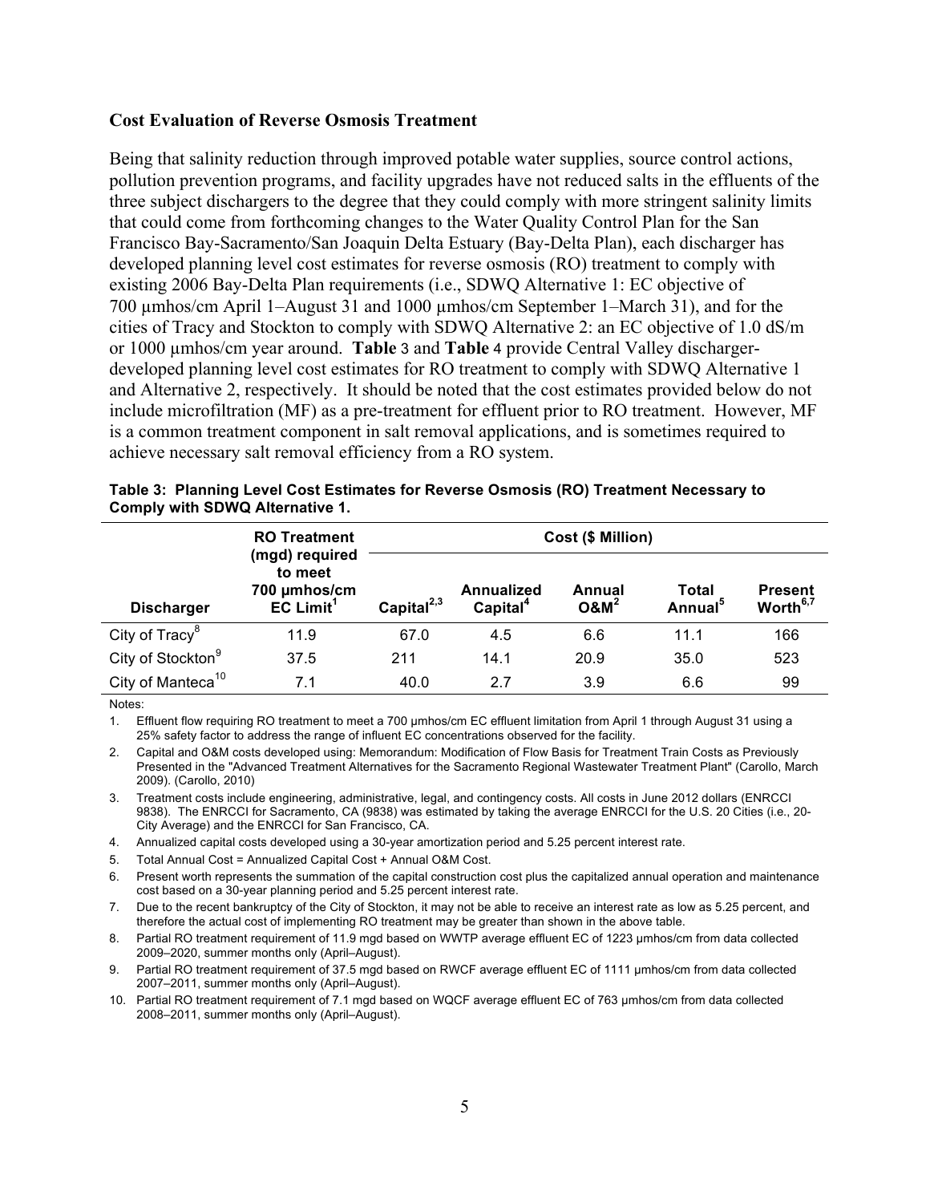### Cost Evaluation of Reverse Osmosis Treatment

Being that salinity reduction through improved potable water supplies, source control actions, pollution prevention programs, and facility upgrades have not reduced salts in the effluents of the three subject dischargers to the degree that they could comply with more stringent salinity limits that could come from forthcoming changes to the Water Quality Control Plan for the San Francisco Bay-Sacramento/San Joaquin Delta Estuary (Bay-Delta Plan), each discharger has developed planning level cost estimates for reverse osmosis (RO) treatment to comply with existing 2006 Bay-Delta Plan requirements (i.e., SDWQ Alternative 1: EC objective of 700 µmhos/cm April 1–August 31 and 1000 µmhos/cm September 1–March 31), and for the cities of Tracy and Stockton to comply with SDWQ Alternative 2: an EC objective of 1.0 dS/m or 1000 µmhos/cm year around. **Table** 3 and **Table** 4 provide Central Valley discharger-developed planning level cost estimates for RO treatment to comply with SDWQ Alternative 1 and Alternative 2, respectively. It should be noted that the cost estimates provided below do not include microfiltration (MF) as a pre-treatment for effluent prior to RO treatment. However, MF is a common treatment component in salt removal applications, and is sometimes required to achieve necessary salt removal efficiency from a RO system.

**Table 3: Planning Level Cost Estimates for Reverse Osmosis (RO) Treatment Necessary to Comply with SDWQ Alternative 1.**

| Discharger | RO Treatment (mgd) required to meet 700 µmhos/cm EC Limit[1] | Cost ($ Million) | | | | |
|---|---|---|---|---|---|---|
| | | Capital[2,3] | Annualized Capital[4] | Annual O&M[2] | Total Annual[5] | Present Worth[6,7] |
| City of Tracy[8] | 11.9 | 67.0 | 4.5 | 6.6 | 11.1 | 166 |
| City of Stockton[9] | 37.5 | 211 | 14.1 | 20.9 | 35.0 | 523 |
| City of Manteca[10] | 7.1 | 40.0 | 2.7 | 3.9 | 6.6 | 99 |

Notes:

1. Effluent flow requiring RO treatment to meet a 700 µmhos/cm EC effluent limitation from April 1 through August 31 using a 25% safety factor to address the range of influent EC concentrations observed for the facility.
2. Capital and O&M costs developed using: Memorandum: Modification of Flow Basis for Treatment Train Costs as Previously Presented in the "Advanced Treatment Alternatives for the Sacramento Regional Wastewater Treatment Plant" (Carollo, March 2009). (Carollo, 2010)
3. Treatment costs include engineering, administrative, legal, and contingency costs. All costs in June 2012 dollars (ENRCCI 9838). The ENRCCI for Sacramento, CA (9838) was estimated by taking the average ENRCCI for the U.S. 20 Cities (i.e., 20-City Average) and the ENRCCI for San Francisco, CA.
4. Annualized capital costs developed using a 30-year amortization period and 5.25 percent interest rate.
5. Total Annual Cost = Annualized Capital Cost + Annual O&M Cost.
6. Present worth represents the summation of the capital construction cost plus the capitalized annual operation and maintenance cost based on a 30-year planning period and 5.25 percent interest rate.
7. Due to the recent bankruptcy of the City of Stockton, it may not be able to receive an interest rate as low as 5.25 percent, and therefore the actual cost of implementing RO treatment may be greater than shown in the above table.
8. Partial RO treatment requirement of 11.9 mgd based on WWTP average effluent EC of 1223 µmhos/cm from data collected 2009–2020, summer months only (April–August).
9. Partial RO treatment requirement of 37.5 mgd based on RWCF average effluent EC of 1111 µmhos/cm from data collected 2007–2011, summer months only (April–August).
10. Partial RO treatment requirement of 7.1 mgd based on WQCF average effluent EC of 763 µmhos/cm from data collected 2008–2011, summer months only (April–August).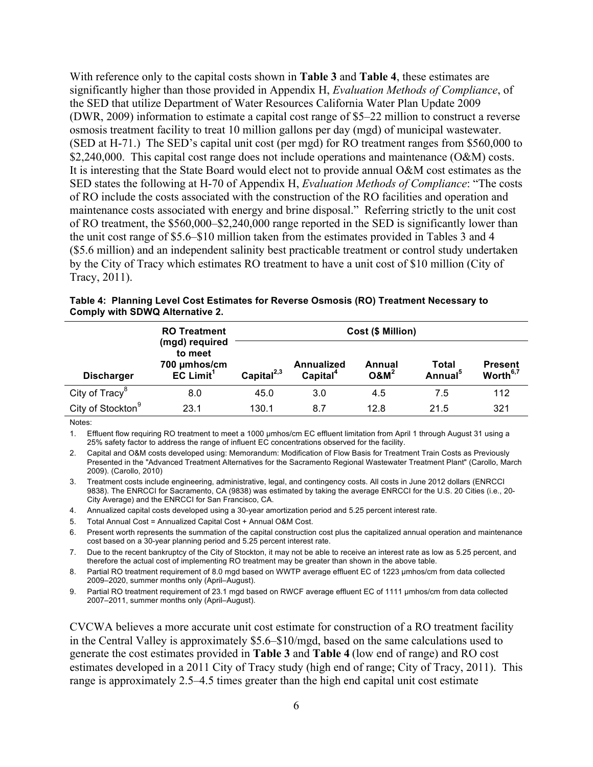With reference only to the capital costs shown in **Table 3** and **Table 4**, these estimates are significantly higher than those provided in Appendix H, *Evaluation Methods of Compliance*, of the SED that utilize Department of Water Resources California Water Plan Update 2009 (DWR, 2009) information to estimate a capital cost range of $5–22 million to construct a reverse osmosis treatment facility to treat 10 million gallons per day (mgd) of municipal wastewater. (SED at H-71.) The SED's capital unit cost (per mgd) for RO treatment ranges from $560,000 to $2,240,000. This capital cost range does not include operations and maintenance (O&M) costs. It is interesting that the State Board would elect not to provide annual O&M cost estimates as the SED states the following at H-70 of Appendix H, *Evaluation Methods of Compliance*: "The costs of RO include the costs associated with the construction of the RO facilities and operation and maintenance costs associated with energy and brine disposal." Referring strictly to the unit cost of RO treatment, the $560,000–$2,240,000 range reported in the SED is significantly lower than the unit cost range of $5.6–$10 million taken from the estimates provided in Tables 3 and 4 ($5.6 million) and an independent salinity best practicable treatment or control study undertaken by the City of Tracy which estimates RO treatment to have a unit cost of $10 million (City of Tracy, 2011).

**Table 4: Planning Level Cost Estimates for Reverse Osmosis (RO) Treatment Necessary to Comply with SDWQ Alternative 2.**

| Discharger | RO Treatment (mgd) required to meet 700 µmhos/cm EC Limit[1] | Cost ($ Million) | | | | |
|---|---|---|---|---|---|---|
| | | Capital[2,3] | Annualized Capital[4] | Annual O&M[2] | Total Annual[5] | Present Worth[6,7] |
| City of Tracy[8] | 8.0 | 45.0 | 3.0 | 4.5 | 7.5 | 112 |
| City of Stockton[9] | 23.1 | 130.1 | 8.7 | 12.8 | 21.5 | 321 |

Notes:

1. Effluent flow requiring RO treatment to meet a 1000 µmhos/cm EC effluent limitation from April 1 through August 31 using a 25% safety factor to address the range of influent EC concentrations observed for the facility.
2. Capital and O&M costs developed using: Memorandum: Modification of Flow Basis for Treatment Train Costs as Previously Presented in the "Advanced Treatment Alternatives for the Sacramento Regional Wastewater Treatment Plant" (Carollo, March 2009). (Carollo, 2010)
3. Treatment costs include engineering, administrative, legal, and contingency costs. All costs in June 2012 dollars (ENRCCI 9838). The ENRCCI for Sacramento, CA (9838) was estimated by taking the average ENRCCI for the U.S. 20 Cities (i.e., 20-City Average) and the ENRCCI for San Francisco, CA.
4. Annualized capital costs developed using a 30-year amortization period and 5.25 percent interest rate.
5. Total Annual Cost = Annualized Capital Cost + Annual O&M Cost.
6. Present worth represents the summation of the capital construction cost plus the capitalized annual operation and maintenance cost based on a 30-year planning period and 5.25 percent interest rate.
7. Due to the recent bankruptcy of the City of Stockton, it may not be able to receive an interest rate as low as 5.25 percent, and therefore the actual cost of implementing RO treatment may be greater than shown in the above table.
8. Partial RO treatment requirement of 8.0 mgd based on WWTP average effluent EC of 1223 µmhos/cm from data collected 2009–2020, summer months only (April–August).
9. Partial RO treatment requirement of 23.1 mgd based on RWCF average effluent EC of 1111 µmhos/cm from data collected 2007–2011, summer months only (April–August).

CVCWA believes a more accurate unit cost estimate for construction of a RO treatment facility in the Central Valley is approximately $5.6–$10/mgd, based on the same calculations used to generate the cost estimates provided in **Table 3** and **Table 4** (low end of range) and RO cost estimates developed in a 2011 City of Tracy study (high end of range; City of Tracy, 2011). This range is approximately 2.5–4.5 times greater than the high end capital unit cost estimate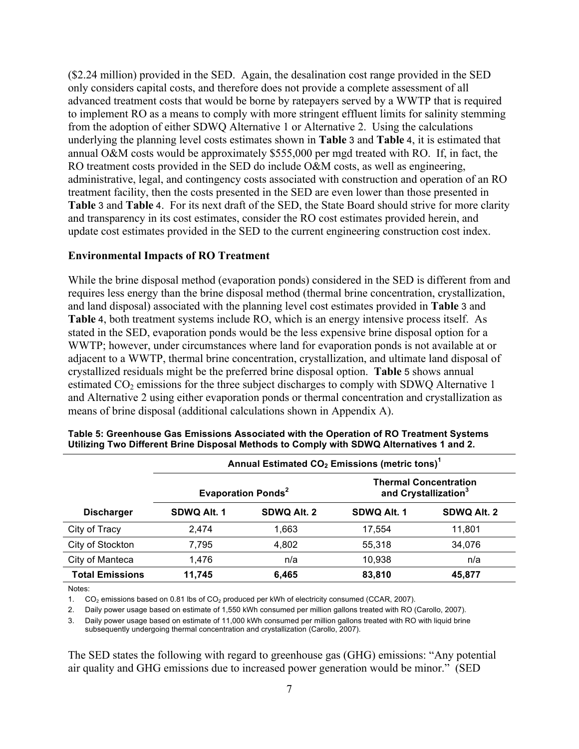($2.24 million) provided in the SED. Again, the desalination cost range provided in the SED only considers capital costs, and therefore does not provide a complete assessment of all advanced treatment costs that would be borne by ratepayers served by a WWTP that is required to implement RO as a means to comply with more stringent effluent limits for salinity stemming from the adoption of either SDWQ Alternative 1 or Alternative 2. Using the calculations underlying the planning level costs estimates shown in **Table** 3 and **Table** 4, it is estimated that annual O&M costs would be approximately $555,000 per mgd treated with RO. If, in fact, the RO treatment costs provided in the SED do include O&M costs, as well as engineering, administrative, legal, and contingency costs associated with construction and operation of an RO treatment facility, then the costs presented in the SED are even lower than those presented in **Table** 3 and **Table** 4. For its next draft of the SED, the State Board should strive for more clarity and transparency in its cost estimates, consider the RO cost estimates provided herein, and update cost estimates provided in the SED to the current engineering construction cost index.

**Environmental Impacts of RO Treatment**

While the brine disposal method (evaporation ponds) considered in the SED is different from and requires less energy than the brine disposal method (thermal brine concentration, crystallization, and land disposal) associated with the planning level cost estimates provided in **Table** 3 and **Table** 4, both treatment systems include RO, which is an energy intensive process itself. As stated in the SED, evaporation ponds would be the less expensive brine disposal option for a WWTP; however, under circumstances where land for evaporation ponds is not available at or adjacent to a WWTP, thermal brine concentration, crystallization, and ultimate land disposal of crystallized residuals might be the preferred brine disposal option. **Table** 5 shows annual estimated $CO_2$ emissions for the three subject discharges to comply with SDWQ Alternative 1 and Alternative 2 using either evaporation ponds or thermal concentration and crystallization as means of brine disposal (additional calculations shown in Appendix A).

**Table 5: Greenhouse Gas Emissions Associated with the Operation of RO Treatment Systems Utilizing Two Different Brine Disposal Methods to Comply with SDWQ Alternatives 1 and 2.**

| | Annual Estimated $CO_2$ Emissions (metric tons)[1] | | | |
|---|---|---|---|---|
| | Evaporation Ponds[2] | | Thermal Concentration and Crystallization[3] | |
| **Discharger** | **SDWQ Alt. 1** | **SDWQ Alt. 2** | **SDWQ Alt. 1** | **SDWQ Alt. 2** |
| City of Tracy | 2,474 | 1,663 | 17,554 | 11,801 |
| City of Stockton | 7,795 | 4,802 | 55,318 | 34,076 |
| City of Manteca | 1,476 | n/a | 10,938 | n/a |
| **Total Emissions** | **11,745** | **6,465** | **83,810** | **45,877** |

Notes:

1. $CO_2$ emissions based on 0.81 lbs of $CO_2$ produced per kWh of electricity consumed (CCAR, 2007).
2. Daily power usage based on estimate of 1,550 kWh consumed per million gallons treated with RO (Carollo, 2007).
3. Daily power usage based on estimate of 11,000 kWh consumed per million gallons treated with RO with liquid brine subsequently undergoing thermal concentration and crystallization (Carollo, 2007).

The SED states the following with regard to greenhouse gas (GHG) emissions: "Any potential air quality and GHG emissions due to increased power generation would be minor." (SED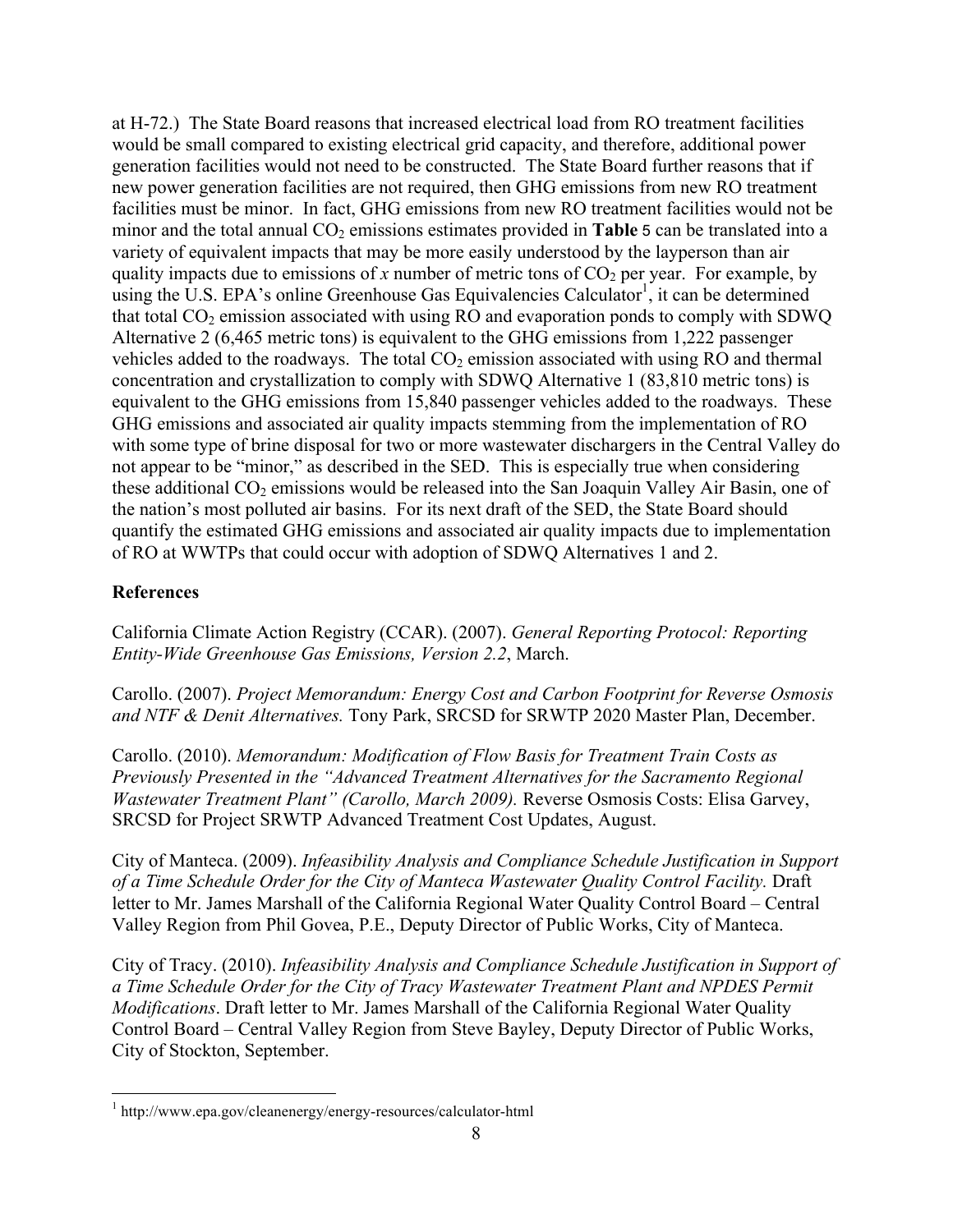at H-72.) The State Board reasons that increased electrical load from RO treatment facilities would be small compared to existing electrical grid capacity, and therefore, additional power generation facilities would not need to be constructed. The State Board further reasons that if new power generation facilities are not required, then GHG emissions from new RO treatment facilities must be minor. In fact, GHG emissions from new RO treatment facilities would not be minor and the total annual $CO_2$ emissions estimates provided in **Table 5** can be translated into a variety of equivalent impacts that may be more easily understood by the layperson than air quality impacts due to emissions of *x* number of metric tons of $CO_2$ per year. For example, by using the U.S. EPA's online Greenhouse Gas Equivalencies Calculator[1], it can be determined that total $CO_2$ emission associated with using RO and evaporation ponds to comply with SDWQ Alternative 2 (6,465 metric tons) is equivalent to the GHG emissions from 1,222 passenger vehicles added to the roadways. The total $CO_2$ emission associated with using RO and thermal concentration and crystallization to comply with SDWQ Alternative 1 (83,810 metric tons) is equivalent to the GHG emissions from 15,840 passenger vehicles added to the roadways. These GHG emissions and associated air quality impacts stemming from the implementation of RO with some type of brine disposal for two or more wastewater dischargers in the Central Valley do not appear to be "minor," as described in the SED. This is especially true when considering these additional $CO_2$ emissions would be released into the San Joaquin Valley Air Basin, one of the nation's most polluted air basins. For its next draft of the SED, the State Board should quantify the estimated GHG emissions and associated air quality impacts due to implementation of RO at WWTPs that could occur with adoption of SDWQ Alternatives 1 and 2.

## References

California Climate Action Registry (CCAR). (2007). *General Reporting Protocol: Reporting Entity-Wide Greenhouse Gas Emissions, Version 2.2*, March.

Carollo. (2007). *Project Memorandum: Energy Cost and Carbon Footprint for Reverse Osmosis and NTF & Denit Alternatives.* Tony Park, SRCSD for SRWTP 2020 Master Plan, December.

Carollo. (2010). *Memorandum: Modification of Flow Basis for Treatment Train Costs as Previously Presented in the "Advanced Treatment Alternatives for the Sacramento Regional Wastewater Treatment Plant" (Carollo, March 2009).* Reverse Osmosis Costs: Elisa Garvey, SRCSD for Project SRWTP Advanced Treatment Cost Updates, August.

City of Manteca. (2009). *Infeasibility Analysis and Compliance Schedule Justification in Support of a Time Schedule Order for the City of Manteca Wastewater Quality Control Facility.* Draft letter to Mr. James Marshall of the California Regional Water Quality Control Board – Central Valley Region from Phil Govea, P.E., Deputy Director of Public Works, City of Manteca.

City of Tracy. (2010). *Infeasibility Analysis and Compliance Schedule Justification in Support of a Time Schedule Order for the City of Tracy Wastewater Treatment Plant and NPDES Permit Modifications*. Draft letter to Mr. James Marshall of the California Regional Water Quality Control Board – Central Valley Region from Steve Bayley, Deputy Director of Public Works, City of Stockton, September.

[1] http://www.epa.gov/cleanenergy/energy-resources/calculator-html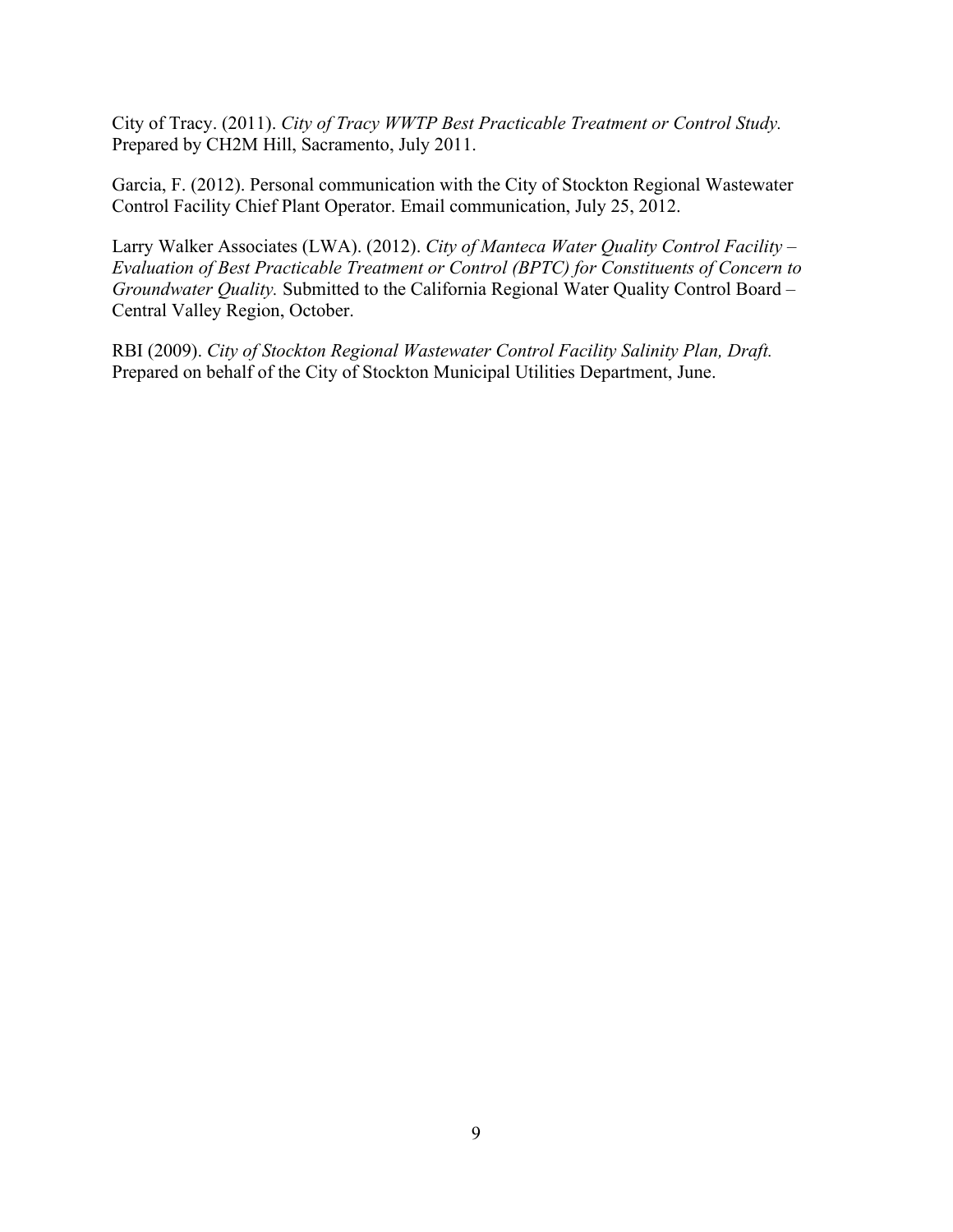City of Tracy. (2011). *City of Tracy WWTP Best Practicable Treatment or Control Study.* Prepared by CH2M Hill, Sacramento, July 2011.

Garcia, F. (2012). Personal communication with the City of Stockton Regional Wastewater Control Facility Chief Plant Operator. Email communication, July 25, 2012.

Larry Walker Associates (LWA). (2012). *City of Manteca Water Quality Control Facility – Evaluation of Best Practicable Treatment or Control (BPTC) for Constituents of Concern to Groundwater Quality.* Submitted to the California Regional Water Quality Control Board – Central Valley Region, October.

RBI (2009). *City of Stockton Regional Wastewater Control Facility Salinity Plan, Draft.* Prepared on behalf of the City of Stockton Municipal Utilities Department, June.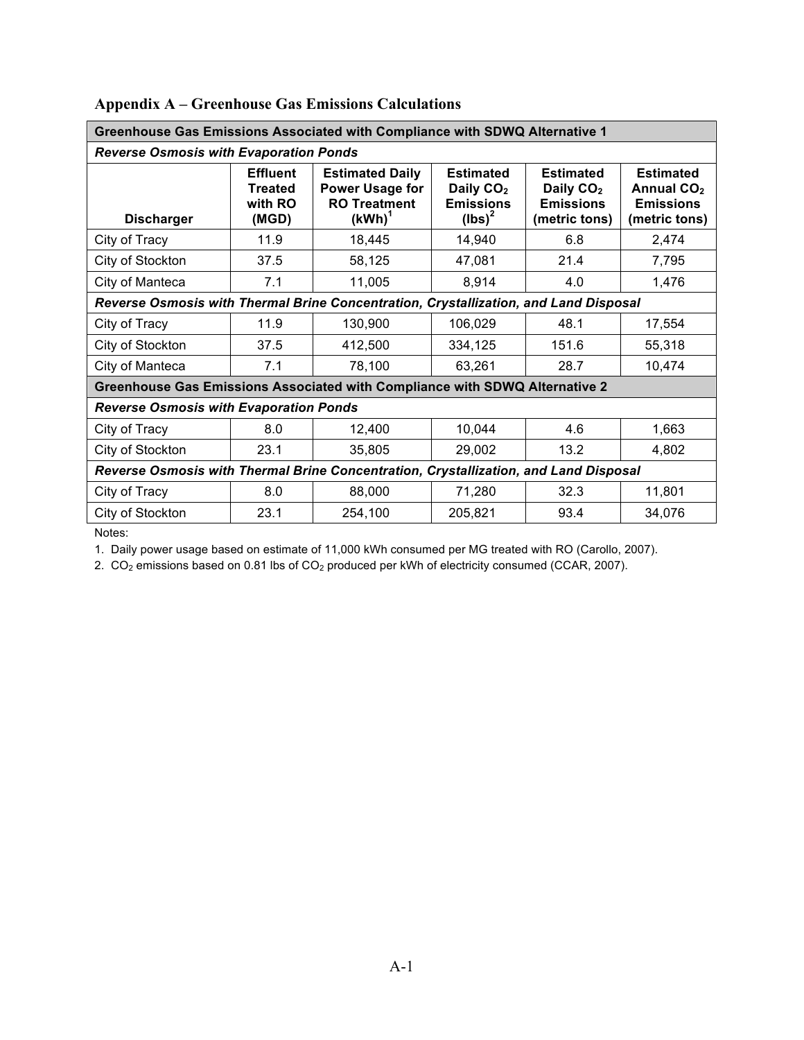## Appendix A – Greenhouse Gas Emissions Calculations

| Discharger | Effluent Treated with RO (MGD) | Estimated Daily Power Usage for RO Treatment (kWh)[1] | Estimated Daily $CO_2$ Emissions (lbs)[2] | Estimated Daily $CO_2$ Emissions (metric tons) | Estimated Annual $CO_2$ Emissions (metric tons) |
|---|---|---|---|---|---|
| **Greenhouse Gas Emissions Associated with Compliance with SDWQ Alternative 1** | | | | | |
| ***Reverse Osmosis with Evaporation Ponds*** | | | | | |
| City of Tracy | 11.9 | 18,445 | 14,940 | 6.8 | 2,474 |
| City of Stockton | 37.5 | 58,125 | 47,081 | 21.4 | 7,795 |
| City of Manteca | 7.1 | 11,005 | 8,914 | 4.0 | 1,476 |
| ***Reverse Osmosis with Thermal Brine Concentration, Crystallization, and Land Disposal*** | | | | | |
| City of Tracy | 11.9 | 130,900 | 106,029 | 48.1 | 17,554 |
| City of Stockton | 37.5 | 412,500 | 334,125 | 151.6 | 55,318 |
| City of Manteca | 7.1 | 78,100 | 63,261 | 28.7 | 10,474 |
| **Greenhouse Gas Emissions Associated with Compliance with SDWQ Alternative 2** | | | | | |
| ***Reverse Osmosis with Evaporation Ponds*** | | | | | |
| City of Tracy | 8.0 | 12,400 | 10,044 | 4.6 | 1,663 |
| City of Stockton | 23.1 | 35,805 | 29,002 | 13.2 | 4,802 |
| ***Reverse Osmosis with Thermal Brine Concentration, Crystallization, and Land Disposal*** | | | | | |
| City of Tracy | 8.0 | 88,000 | 71,280 | 32.3 | 11,801 |
| City of Stockton | 23.1 | 254,100 | 205,821 | 93.4 | 34,076 |

Notes:

1. Daily power usage based on estimate of 11,000 kWh consumed per MG treated with RO (Carollo, 2007).
2. $CO_2$ emissions based on 0.81 lbs of $CO_2$ produced per kWh of electricity consumed (CCAR, 2007).